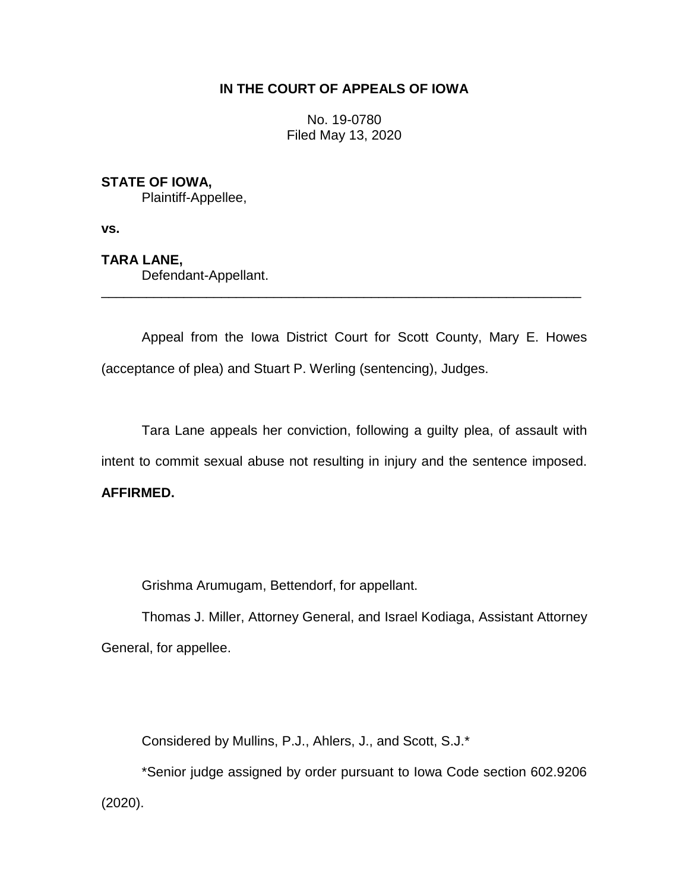# IN THE COURT OF APPEALS OF IOWA

No. 19-0780
Filed May 13, 2020

**STATE OF IOWA,**
Plaintiff-Appellee,

**vs.**

**TARA LANE,**
Defendant-Appellant.

---

Appeal from the Iowa District Court for Scott County, Mary E. Howes (acceptance of plea) and Stuart P. Werling (sentencing), Judges.

Tara Lane appeals her conviction, following a guilty plea, of assault with intent to commit sexual abuse not resulting in injury and the sentence imposed. **AFFIRMED.**

Grishma Arumugam, Bettendorf, for appellant.

Thomas J. Miller, Attorney General, and Israel Kodiaga, Assistant Attorney General, for appellee.

Considered by Mullins, P.J., Ahlers, J., and Scott, S.J.*

*Senior judge assigned by order pursuant to Iowa Code section 602.9206 (2020).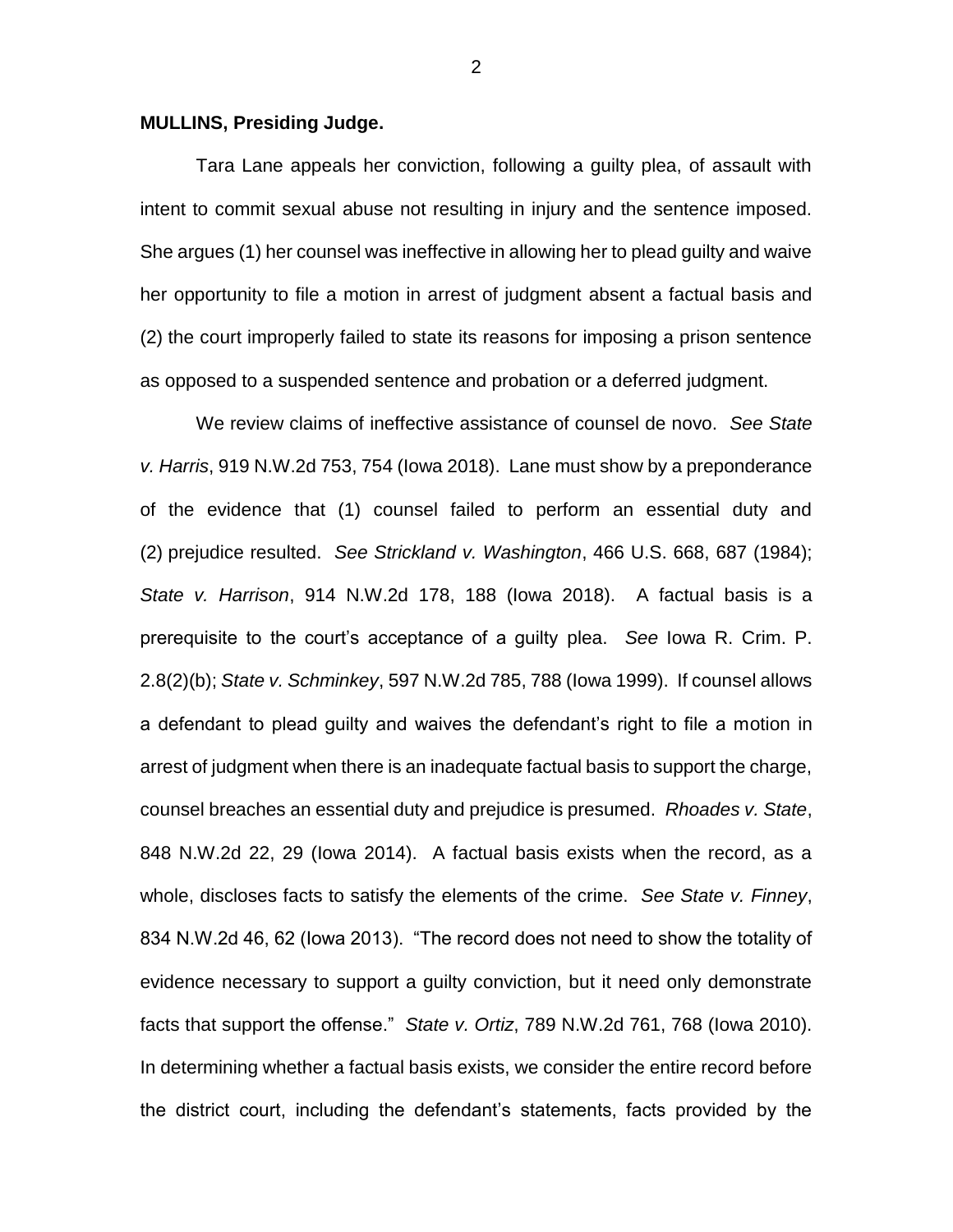**MULLINS, Presiding Judge.**

Tara Lane appeals her conviction, following a guilty plea, of assault with intent to commit sexual abuse not resulting in injury and the sentence imposed. She argues (1) her counsel was ineffective in allowing her to plead guilty and waive her opportunity to file a motion in arrest of judgment absent a factual basis and (2) the court improperly failed to state its reasons for imposing a prison sentence as opposed to a suspended sentence and probation or a deferred judgment.

We review claims of ineffective assistance of counsel de novo. *See State v. Harris*, 919 N.W.2d 753, 754 (Iowa 2018). Lane must show by a preponderance of the evidence that (1) counsel failed to perform an essential duty and (2) prejudice resulted. *See Strickland v. Washington*, 466 U.S. 668, 687 (1984); *State v. Harrison*, 914 N.W.2d 178, 188 (Iowa 2018). A factual basis is a prerequisite to the court's acceptance of a guilty plea. *See* Iowa R. Crim. P. 2.8(2)(b); *State v. Schminkey*, 597 N.W.2d 785, 788 (Iowa 1999). If counsel allows a defendant to plead guilty and waives the defendant's right to file a motion in arrest of judgment when there is an inadequate factual basis to support the charge, counsel breaches an essential duty and prejudice is presumed. *Rhoades v. State*, 848 N.W.2d 22, 29 (Iowa 2014). A factual basis exists when the record, as a whole, discloses facts to satisfy the elements of the crime. *See State v. Finney*, 834 N.W.2d 46, 62 (Iowa 2013). "The record does not need to show the totality of evidence necessary to support a guilty conviction, but it need only demonstrate facts that support the offense." *State v. Ortiz*, 789 N.W.2d 761, 768 (Iowa 2010). In determining whether a factual basis exists, we consider the entire record before the district court, including the defendant's statements, facts provided by the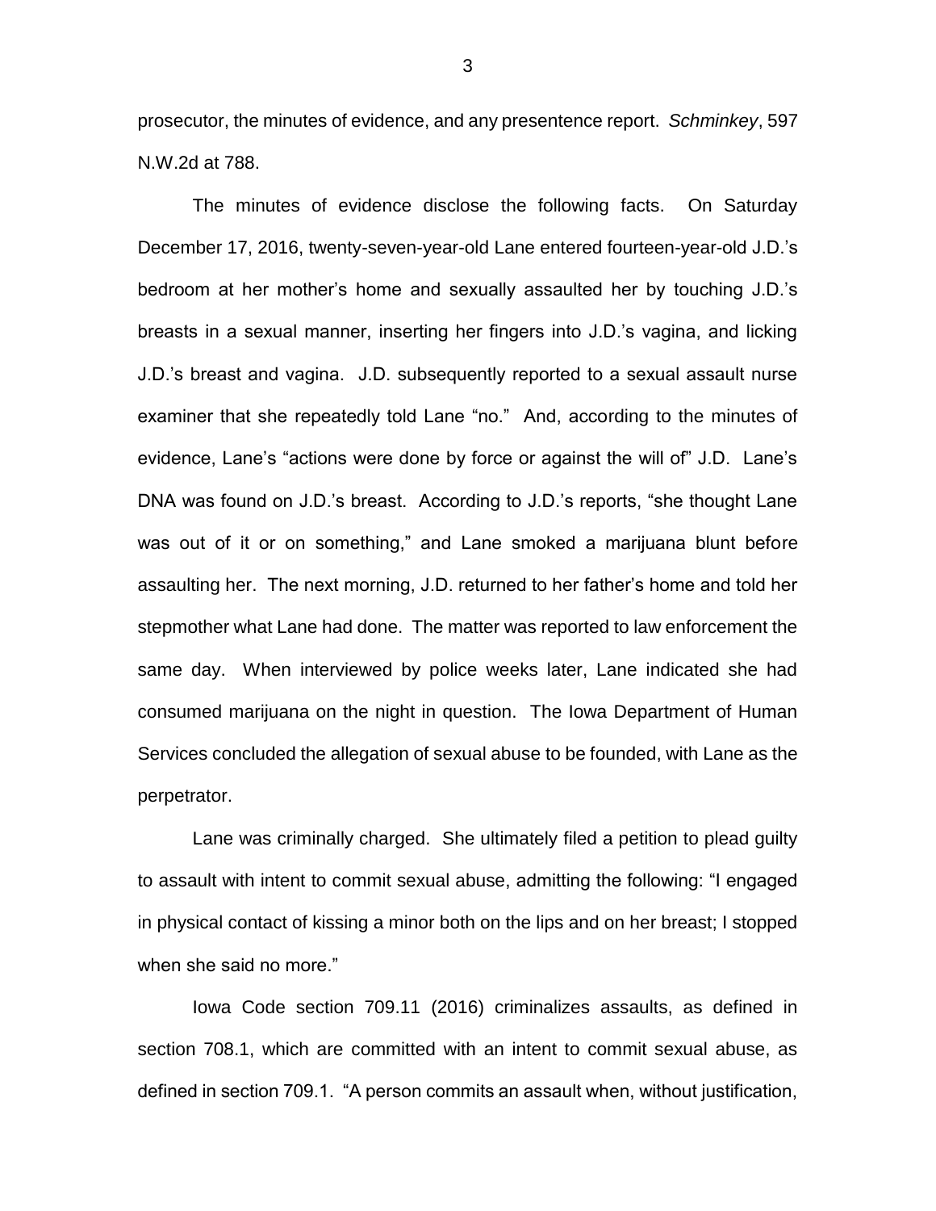prosecutor, the minutes of evidence, and any presentence report. *Schminkey*, 597 N.W.2d at 788.

The minutes of evidence disclose the following facts. On Saturday December 17, 2016, twenty-seven-year-old Lane entered fourteen-year-old J.D.'s bedroom at her mother's home and sexually assaulted her by touching J.D.'s breasts in a sexual manner, inserting her fingers into J.D.'s vagina, and licking J.D.'s breast and vagina. J.D. subsequently reported to a sexual assault nurse examiner that she repeatedly told Lane "no." And, according to the minutes of evidence, Lane's "actions were done by force or against the will of" J.D. Lane's DNA was found on J.D.'s breast. According to J.D.'s reports, "she thought Lane was out of it or on something," and Lane smoked a marijuana blunt before assaulting her. The next morning, J.D. returned to her father's home and told her stepmother what Lane had done. The matter was reported to law enforcement the same day. When interviewed by police weeks later, Lane indicated she had consumed marijuana on the night in question. The Iowa Department of Human Services concluded the allegation of sexual abuse to be founded, with Lane as the perpetrator.

Lane was criminally charged. She ultimately filed a petition to plead guilty to assault with intent to commit sexual abuse, admitting the following: "I engaged in physical contact of kissing a minor both on the lips and on her breast; I stopped when she said no more."

Iowa Code section 709.11 (2016) criminalizes assaults, as defined in section 708.1, which are committed with an intent to commit sexual abuse, as defined in section 709.1. "A person commits an assault when, without justification,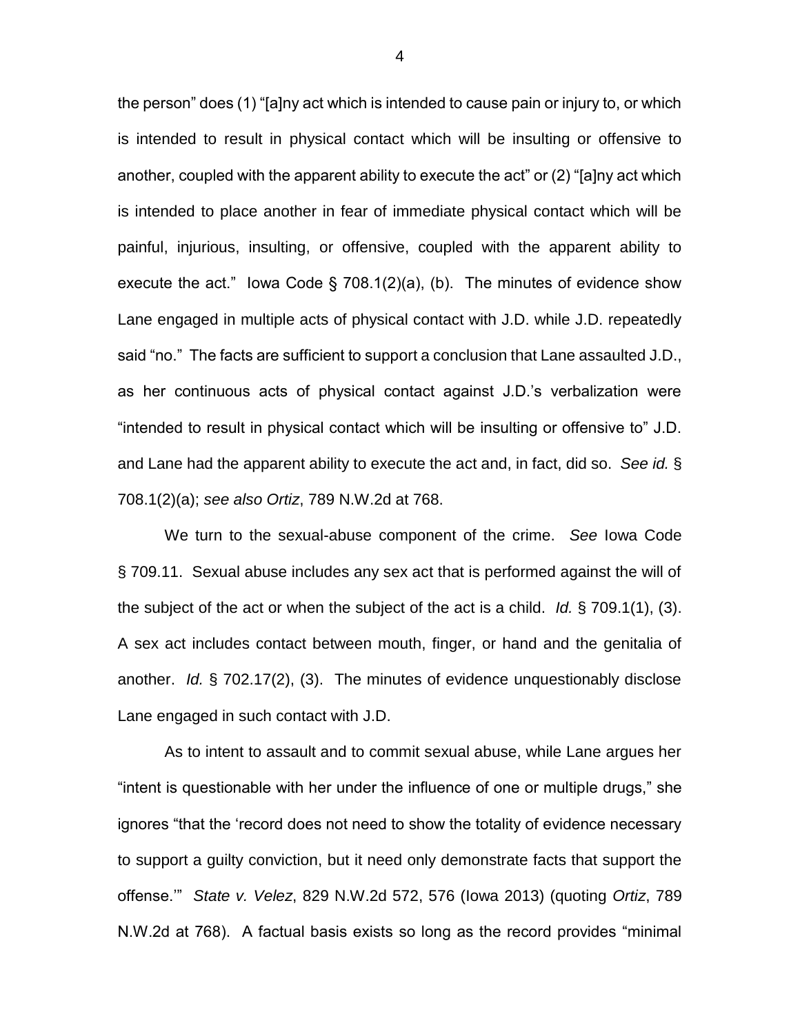the person" does (1) "[a]ny act which is intended to cause pain or injury to, or which is intended to result in physical contact which will be insulting or offensive to another, coupled with the apparent ability to execute the act" or (2) "[a]ny act which is intended to place another in fear of immediate physical contact which will be painful, injurious, insulting, or offensive, coupled with the apparent ability to execute the act." Iowa Code § 708.1(2)(a), (b). The minutes of evidence show Lane engaged in multiple acts of physical contact with J.D. while J.D. repeatedly said "no." The facts are sufficient to support a conclusion that Lane assaulted J.D., as her continuous acts of physical contact against J.D.'s verbalization were "intended to result in physical contact which will be insulting or offensive to" J.D. and Lane had the apparent ability to execute the act and, in fact, did so. *See id.* § 708.1(2)(a); *see also Ortiz*, 789 N.W.2d at 768.

We turn to the sexual-abuse component of the crime. *See* Iowa Code § 709.11. Sexual abuse includes any sex act that is performed against the will of the subject of the act or when the subject of the act is a child. *Id.* § 709.1(1), (3). A sex act includes contact between mouth, finger, or hand and the genitalia of another. *Id.* § 702.17(2), (3). The minutes of evidence unquestionably disclose Lane engaged in such contact with J.D.

As to intent to assault and to commit sexual abuse, while Lane argues her "intent is questionable with her under the influence of one or multiple drugs," she ignores "that the 'record does not need to show the totality of evidence necessary to support a guilty conviction, but it need only demonstrate facts that support the offense.'" *State v. Velez*, 829 N.W.2d 572, 576 (Iowa 2013) (quoting *Ortiz*, 789 N.W.2d at 768). A factual basis exists so long as the record provides "minimal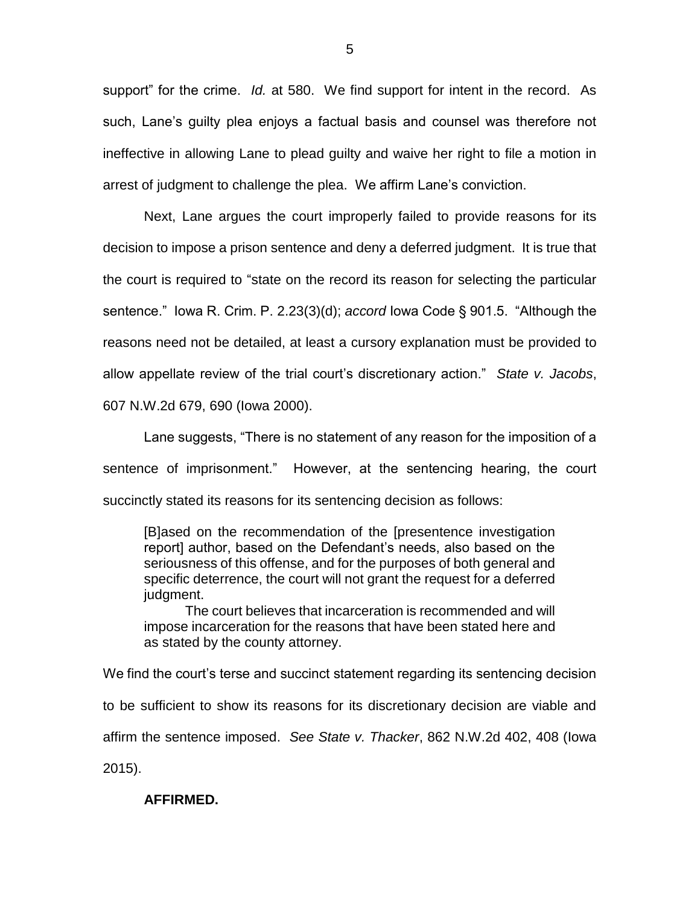support" for the crime. *Id.* at 580. We find support for intent in the record. As such, Lane's guilty plea enjoys a factual basis and counsel was therefore not ineffective in allowing Lane to plead guilty and waive her right to file a motion in arrest of judgment to challenge the plea. We affirm Lane's conviction.

Next, Lane argues the court improperly failed to provide reasons for its decision to impose a prison sentence and deny a deferred judgment. It is true that the court is required to "state on the record its reason for selecting the particular sentence." Iowa R. Crim. P. 2.23(3)(d); *accord* Iowa Code § 901.5. "Although the reasons need not be detailed, at least a cursory explanation must be provided to allow appellate review of the trial court's discretionary action." *State v. Jacobs*, 607 N.W.2d 679, 690 (Iowa 2000).

Lane suggests, "There is no statement of any reason for the imposition of a sentence of imprisonment." However, at the sentencing hearing, the court succinctly stated its reasons for its sentencing decision as follows:

> [B]ased on the recommendation of the [presentence investigation report] author, based on the Defendant's needs, also based on the seriousness of this offense, and for the purposes of both general and specific deterrence, the court will not grant the request for a deferred judgment.
>
> The court believes that incarceration is recommended and will impose incarceration for the reasons that have been stated here and as stated by the county attorney.

We find the court's terse and succinct statement regarding its sentencing decision to be sufficient to show its reasons for its discretionary decision are viable and affirm the sentence imposed. *See State v. Thacker*, 862 N.W.2d 402, 408 (Iowa 2015).

**AFFIRMED.**